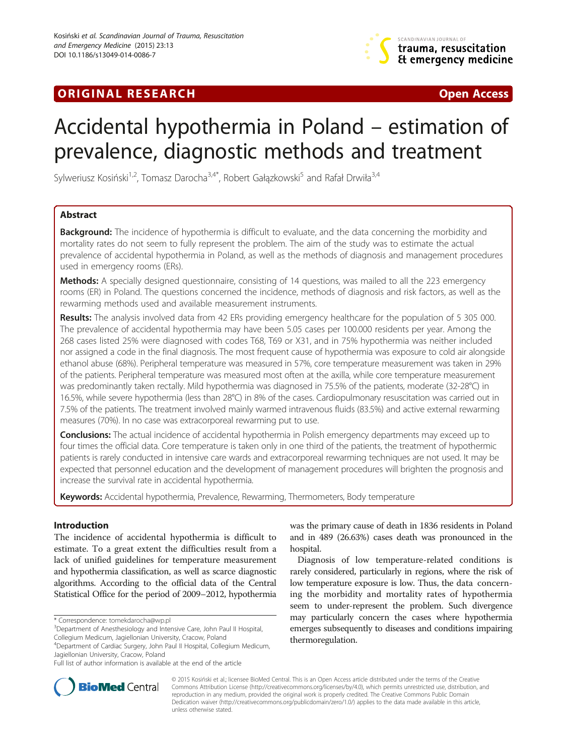ORIGINAL RESEARCH **Open Access**

# Accidental hypothermia in Poland – estimation of prevalence, diagnostic methods and treatment

Sylweriusz Kosiński[1,2], Tomasz Darocha[3,4*], Robert Gałązkowski[5] and Rafał Drwiła[3,4]

## Abstract

**Background:** The incidence of hypothermia is difficult to evaluate, and the data concerning the morbidity and mortality rates do not seem to fully represent the problem. The aim of the study was to estimate the actual prevalence of accidental hypothermia in Poland, as well as the methods of diagnosis and management procedures used in emergency rooms (ERs).

**Methods:** A specially designed questionnaire, consisting of 14 questions, was mailed to all the 223 emergency rooms (ER) in Poland. The questions concerned the incidence, methods of diagnosis and risk factors, as well as the rewarming methods used and available measurement instruments.

**Results:** The analysis involved data from 42 ERs providing emergency healthcare for the population of 5 305 000. The prevalence of accidental hypothermia may have been 5.05 cases per 100.000 residents per year. Among the 268 cases listed 25% were diagnosed with codes T68, T69 or X31, and in 75% hypothermia was neither included nor assigned a code in the final diagnosis. The most frequent cause of hypothermia was exposure to cold air alongside ethanol abuse (68%). Peripheral temperature was measured in 57%, core temperature measurement was taken in 29% of the patients. Peripheral temperature was measured most often at the axilla, while core temperature measurement was predominantly taken rectally. Mild hypothermia was diagnosed in 75.5% of the patients, moderate (32-28°C) in 16.5%, while severe hypothermia (less than 28°C) in 8% of the cases. Cardiopulmonary resuscitation was carried out in 7.5% of the patients. The treatment involved mainly warmed intravenous fluids (83.5%) and active external rewarming measures (70%). In no case was extracorporeal rewarming put to use.

**Conclusions:** The actual incidence of accidental hypothermia in Polish emergency departments may exceed up to four times the official data. Core temperature is taken only in one third of the patients, the treatment of hypothermic patients is rarely conducted in intensive care wards and extracorporeal rewarming techniques are not used. It may be expected that personnel education and the development of management procedures will brighten the prognosis and increase the survival rate in accidental hypothermia.

**Keywords:** Accidental hypothermia, Prevalence, Rewarming, Thermometers, Body temperature

## Introduction

The incidence of accidental hypothermia is difficult to estimate. To a great extent the difficulties result from a lack of unified guidelines for temperature measurement and hypothermia classification, as well as scarce diagnostic algorithms. According to the official data of the Central Statistical Office for the period of 2009–2012, hypothermia was the primary cause of death in 1836 residents in Poland and in 489 (26.63%) cases death was pronounced in the hospital.

Diagnosis of low temperature-related conditions is rarely considered, particularly in regions, where the risk of low temperature exposure is low. Thus, the data concerning the morbidity and mortality rates of hypothermia seem to under-represent the problem. Such divergence may particularly concern the cases where hypothermia emerges subsequently to diseases and conditions impairing thermoregulation.

\* Correspondence: tomekdarocha@wp.pl
[3]Department of Anesthesiology and Intensive Care, John Paul II Hospital, Collegium Medicum, Jagiellonian University, Cracow, Poland
[4]Department of Cardiac Surgery, John Paul II Hospital, Collegium Medicum, Jagiellonian University, Cracow, Poland
Full list of author information is available at the end of the article

© 2015 Kosiński et al.; licensee BioMed Central. This is an Open Access article distributed under the terms of the Creative Commons Attribution License (http://creativecommons.org/licenses/by/4.0), which permits unrestricted use, distribution, and reproduction in any medium, provided the original work is properly credited. The Creative Commons Public Domain Dedication waiver (http://creativecommons.org/publicdomain/zero/1.0/) applies to the data made available in this article, unless otherwise stated.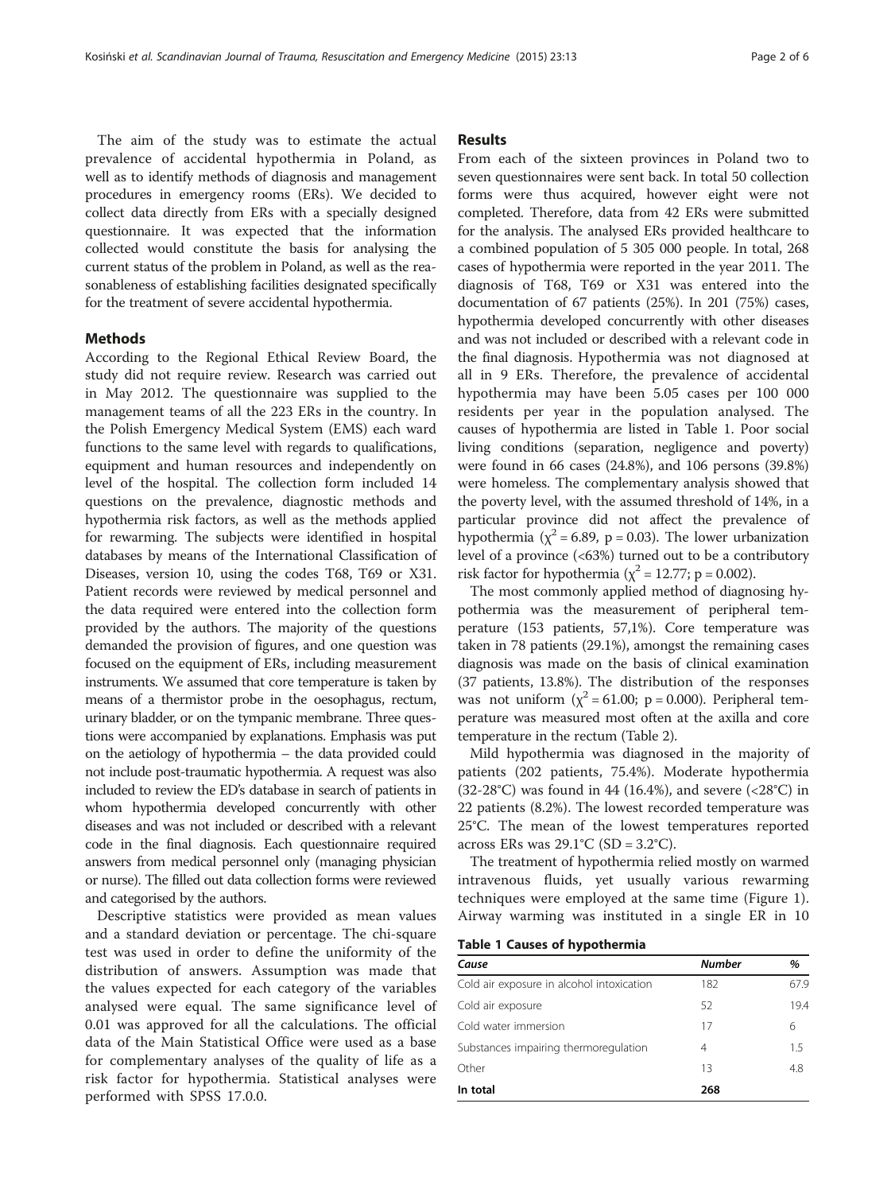The aim of the study was to estimate the actual prevalence of accidental hypothermia in Poland, as well as to identify methods of diagnosis and management procedures in emergency rooms (ERs). We decided to collect data directly from ERs with a specially designed questionnaire. It was expected that the information collected would constitute the basis for analysing the current status of the problem in Poland, as well as the reasonableness of establishing facilities designated specifically for the treatment of severe accidental hypothermia.

## Methods

According to the Regional Ethical Review Board, the study did not require review. Research was carried out in May 2012. The questionnaire was supplied to the management teams of all the 223 ERs in the country. In the Polish Emergency Medical System (EMS) each ward functions to the same level with regards to qualifications, equipment and human resources and independently on level of the hospital. The collection form included 14 questions on the prevalence, diagnostic methods and hypothermia risk factors, as well as the methods applied for rewarming. The subjects were identified in hospital databases by means of the International Classification of Diseases, version 10, using the codes T68, T69 or X31. Patient records were reviewed by medical personnel and the data required were entered into the collection form provided by the authors. The majority of the questions demanded the provision of figures, and one question was focused on the equipment of ERs, including measurement instruments. We assumed that core temperature is taken by means of a thermistor probe in the oesophagus, rectum, urinary bladder, or on the tympanic membrane. Three questions were accompanied by explanations. Emphasis was put on the aetiology of hypothermia – the data provided could not include post-traumatic hypothermia. A request was also included to review the ED's database in search of patients in whom hypothermia developed concurrently with other diseases and was not included or described with a relevant code in the final diagnosis. Each questionnaire required answers from medical personnel only (managing physician or nurse). The filled out data collection forms were reviewed and categorised by the authors.

Descriptive statistics were provided as mean values and a standard deviation or percentage. The chi-square test was used in order to define the uniformity of the distribution of answers. Assumption was made that the values expected for each category of the variables analysed were equal. The same significance level of 0.01 was approved for all the calculations. The official data of the Main Statistical Office were used as a base for complementary analyses of the quality of life as a risk factor for hypothermia. Statistical analyses were performed with SPSS 17.0.0.

## Results

From each of the sixteen provinces in Poland two to seven questionnaires were sent back. In total 50 collection forms were thus acquired, however eight were not completed. Therefore, data from 42 ERs were submitted for the analysis. The analysed ERs provided healthcare to a combined population of 5 305 000 people. In total, 268 cases of hypothermia were reported in the year 2011. The diagnosis of T68, T69 or X31 was entered into the documentation of 67 patients (25%). In 201 (75%) cases, hypothermia developed concurrently with other diseases and was not included or described with a relevant code in the final diagnosis. Hypothermia was not diagnosed at all in 9 ERs. Therefore, the prevalence of accidental hypothermia may have been 5.05 cases per 100 000 residents per year in the population analysed. The causes of hypothermia are listed in Table 1. Poor social living conditions (separation, negligence and poverty) were found in 66 cases (24.8%), and 106 persons (39.8%) were homeless. The complementary analysis showed that the poverty level, with the assumed threshold of 14%, in a particular province did not affect the prevalence of hypothermia ($\chi^2 = 6.89$, $p = 0.03$). The lower urbanization level of a province (<63%) turned out to be a contributory risk factor for hypothermia ($\chi^2 = 12.77$; $p = 0.002$).

The most commonly applied method of diagnosing hypothermia was the measurement of peripheral temperature (153 patients, 57,1%). Core temperature was taken in 78 patients (29.1%), amongst the remaining cases diagnosis was made on the basis of clinical examination (37 patients, 13.8%). The distribution of the responses was not uniform ($\chi^2 = 61.00$; $p = 0.000$). Peripheral temperature was measured most often at the axilla and core temperature in the rectum (Table 2).

Mild hypothermia was diagnosed in the majority of patients (202 patients, 75.4%). Moderate hypothermia (32-28°C) was found in 44 (16.4%), and severe (<28°C) in 22 patients (8.2%). The lowest recorded temperature was 25°C. The mean of the lowest temperatures reported across ERs was 29.1°C (SD = 3.2°C).

The treatment of hypothermia relied mostly on warmed intravenous fluids, yet usually various rewarming techniques were employed at the same time (Figure 1). Airway warming was instituted in a single ER in 10

**Table 1 Causes of hypothermia**

| *Cause* | *Number* | *%* |
|---|---|---|
| Cold air exposure in alcohol intoxication | 182 | 67.9 |
| Cold air exposure | 52 | 19.4 |
| Cold water immersion | 17 | 6 |
| Substances impairing thermoregulation | 4 | 1.5 |
| Other | 13 | 4.8 |
| **In total** | **268** | |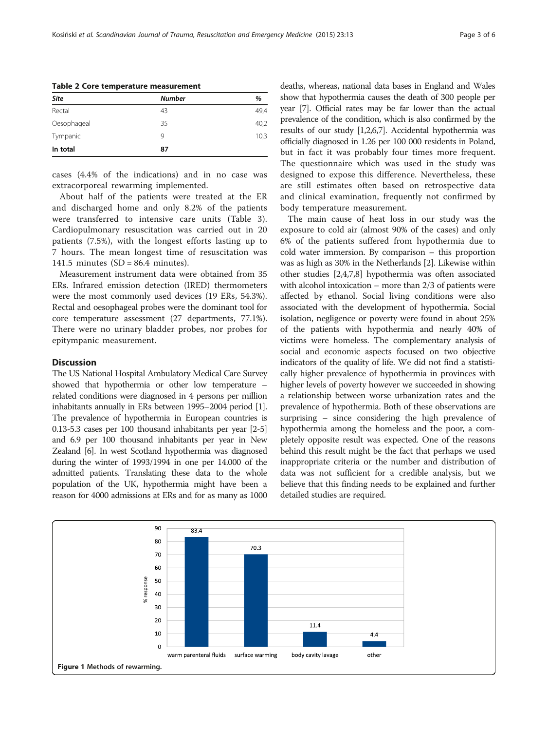**Table 2 Core temperature measurement**

| *Site* | *Number* | *%* |
|---|---|---|
| Rectal | 43 | 49,4 |
| Oesophageal | 35 | 40,2 |
| Tympanic | 9 | 10,3 |
| **In total** | **87** | |

cases (4.4% of the indications) and in no case was extracorporeal rewarming implemented.

About half of the patients were treated at the ER and discharged home and only 8.2% of the patients were transferred to intensive care units (Table 3). Cardiopulmonary resuscitation was carried out in 20 patients (7.5%), with the longest efforts lasting up to 7 hours. The mean longest time of resuscitation was 141.5 minutes (SD = 86.4 minutes).

Measurement instrument data were obtained from 35 ERs. Infrared emission detection (IRED) thermometers were the most commonly used devices (19 ERs, 54.3%). Rectal and oesophageal probes were the dominant tool for core temperature assessment (27 departments, 77.1%). There were no urinary bladder probes, nor probes for epitympanic measurement.

## Discussion

The US National Hospital Ambulatory Medical Care Survey showed that hypothermia or other low temperature – related conditions were diagnosed in 4 persons per million inhabitants annually in ERs between 1995–2004 period [1]. The prevalence of hypothermia in European countries is 0.13-5.3 cases per 100 thousand inhabitants per year [2-5] and 6.9 per 100 thousand inhabitants per year in New Zealand [6]. In west Scotland hypothermia was diagnosed during the winter of 1993/1994 in one per 14.000 of the admitted patients. Translating these data to the whole population of the UK, hypothermia might have been a reason for 4000 admissions at ERs and for as many as 1000 deaths, whereas, national data bases in England and Wales show that hypothermia causes the death of 300 people per year [7]. Official rates may be far lower than the actual prevalence of the condition, which is also confirmed by the results of our study [1,2,6,7]. Accidental hypothermia was officially diagnosed in 1.26 per 100 000 residents in Poland, but in fact it was probably four times more frequent. The questionnaire which was used in the study was designed to expose this difference. Nevertheless, these are still estimates often based on retrospective data and clinical examination, frequently not confirmed by body temperature measurement.

The main cause of heat loss in our study was the exposure to cold air (almost 90% of the cases) and only 6% of the patients suffered from hypothermia due to cold water immersion. By comparison – this proportion was as high as 30% in the Netherlands [2]. Likewise within other studies [2,4,7,8] hypothermia was often associated with alcohol intoxication – more than 2/3 of patients were affected by ethanol. Social living conditions were also associated with the development of hypothermia. Social isolation, negligence or poverty were found in about 25% of the patients with hypothermia and nearly 40% of victims were homeless. The complementary analysis of social and economic aspects focused on two objective indicators of the quality of life. We did not find a statistically higher prevalence of hypothermia in provinces with higher levels of poverty however we succeeded in showing a relationship between worse urbanization rates and the prevalence of hypothermia. Both of these observations are surprising – since considering the high prevalence of hypothermia among the homeless and the poor, a completely opposite result was expected. One of the reasons behind this result might be the fact that perhaps we used inappropriate criteria or the number and distribution of data was not sufficient for a credible analysis, but we believe that this finding needs to be explained and further detailed studies are required.

**Figure 1** Methods of rewarming.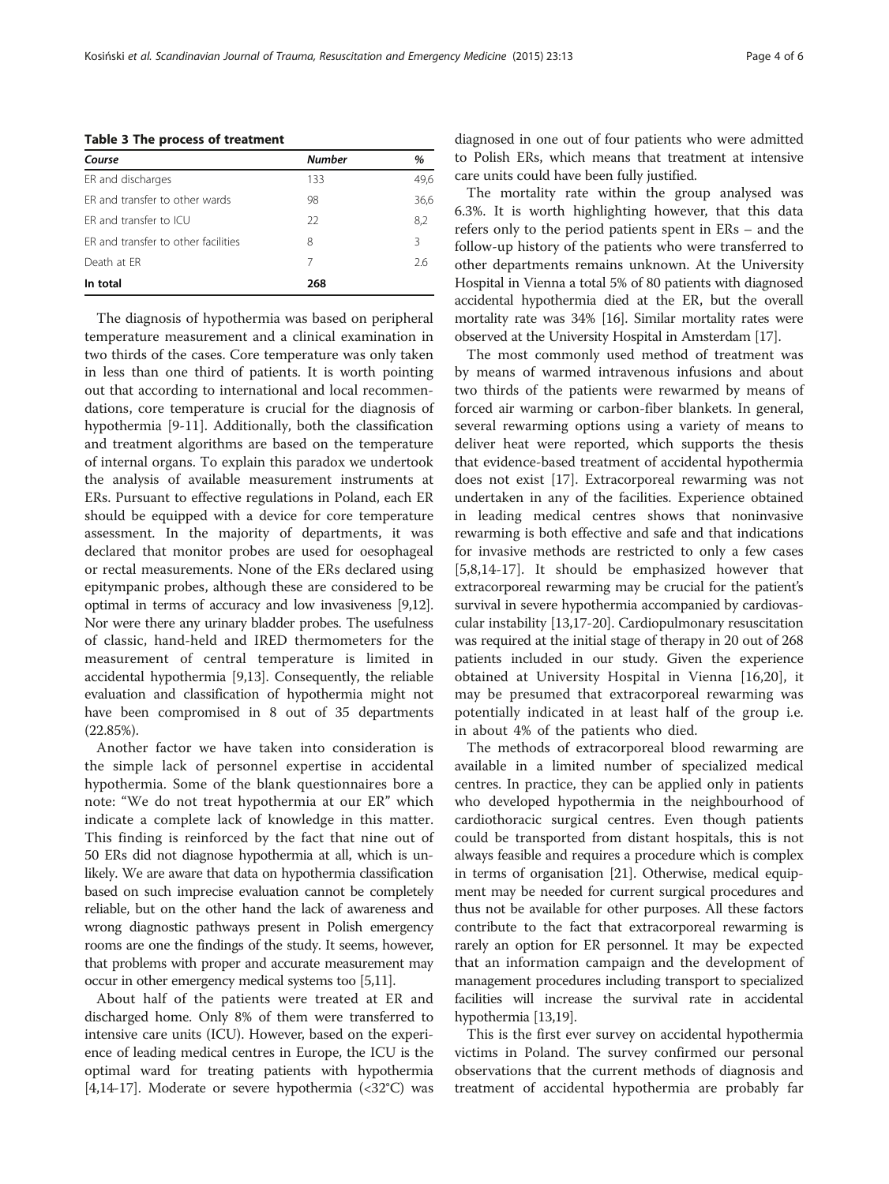**Table 3 The process of treatment**

| Course | Number | % |
|---|---|---|
| ER and discharges | 133 | 49,6 |
| ER and transfer to other wards | 98 | 36,6 |
| ER and transfer to ICU | 22 | 8,2 |
| ER and transfer to other facilities | 8 | 3 |
| Death at ER | 7 | 2.6 |
| **In total** | **268** | |

The diagnosis of hypothermia was based on peripheral temperature measurement and a clinical examination in two thirds of the cases. Core temperature was only taken in less than one third of patients. It is worth pointing out that according to international and local recommendations, core temperature is crucial for the diagnosis of hypothermia [9-11]. Additionally, both the classification and treatment algorithms are based on the temperature of internal organs. To explain this paradox we undertook the analysis of available measurement instruments at ERs. Pursuant to effective regulations in Poland, each ER should be equipped with a device for core temperature assessment. In the majority of departments, it was declared that monitor probes are used for oesophageal or rectal measurements. None of the ERs declared using epitympanic probes, although these are considered to be optimal in terms of accuracy and low invasiveness [9,12]. Nor were there any urinary bladder probes. The usefulness of classic, hand-held and IRED thermometers for the measurement of central temperature is limited in accidental hypothermia [9,13]. Consequently, the reliable evaluation and classification of hypothermia might not have been compromised in 8 out of 35 departments (22.85%).

Another factor we have taken into consideration is the simple lack of personnel expertise in accidental hypothermia. Some of the blank questionnaires bore a note: "We do not treat hypothermia at our ER" which indicate a complete lack of knowledge in this matter. This finding is reinforced by the fact that nine out of 50 ERs did not diagnose hypothermia at all, which is unlikely. We are aware that data on hypothermia classification based on such imprecise evaluation cannot be completely reliable, but on the other hand the lack of awareness and wrong diagnostic pathways present in Polish emergency rooms are one the findings of the study. It seems, however, that problems with proper and accurate measurement may occur in other emergency medical systems too [5,11].

About half of the patients were treated at ER and discharged home. Only 8% of them were transferred to intensive care units (ICU). However, based on the experience of leading medical centres in Europe, the ICU is the optimal ward for treating patients with hypothermia [4,14-17]. Moderate or severe hypothermia (<32°C) was diagnosed in one out of four patients who were admitted to Polish ERs, which means that treatment at intensive care units could have been fully justified.

The mortality rate within the group analysed was 6.3%. It is worth highlighting however, that this data refers only to the period patients spent in ERs – and the follow-up history of the patients who were transferred to other departments remains unknown. At the University Hospital in Vienna a total 5% of 80 patients with diagnosed accidental hypothermia died at the ER, but the overall mortality rate was 34% [16]. Similar mortality rates were observed at the University Hospital in Amsterdam [17].

The most commonly used method of treatment was by means of warmed intravenous infusions and about two thirds of the patients were rewarmed by means of forced air warming or carbon-fiber blankets. In general, several rewarming options using a variety of means to deliver heat were reported, which supports the thesis that evidence-based treatment of accidental hypothermia does not exist [17]. Extracorporeal rewarming was not undertaken in any of the facilities. Experience obtained in leading medical centres shows that noninvasive rewarming is both effective and safe and that indications for invasive methods are restricted to only a few cases [5,8,14-17]. It should be emphasized however that extracorporeal rewarming may be crucial for the patient's survival in severe hypothermia accompanied by cardiovascular instability [13,17-20]. Cardiopulmonary resuscitation was required at the initial stage of therapy in 20 out of 268 patients included in our study. Given the experience obtained at University Hospital in Vienna [16,20], it may be presumed that extracorporeal rewarming was potentially indicated in at least half of the group i.e. in about 4% of the patients who died.

The methods of extracorporeal blood rewarming are available in a limited number of specialized medical centres. In practice, they can be applied only in patients who developed hypothermia in the neighbourhood of cardiothoracic surgical centres. Even though patients could be transported from distant hospitals, this is not always feasible and requires a procedure which is complex in terms of organisation [21]. Otherwise, medical equipment may be needed for current surgical procedures and thus not be available for other purposes. All these factors contribute to the fact that extracorporeal rewarming is rarely an option for ER personnel. It may be expected that an information campaign and the development of management procedures including transport to specialized facilities will increase the survival rate in accidental hypothermia [13,19].

This is the first ever survey on accidental hypothermia victims in Poland. The survey confirmed our personal observations that the current methods of diagnosis and treatment of accidental hypothermia are probably far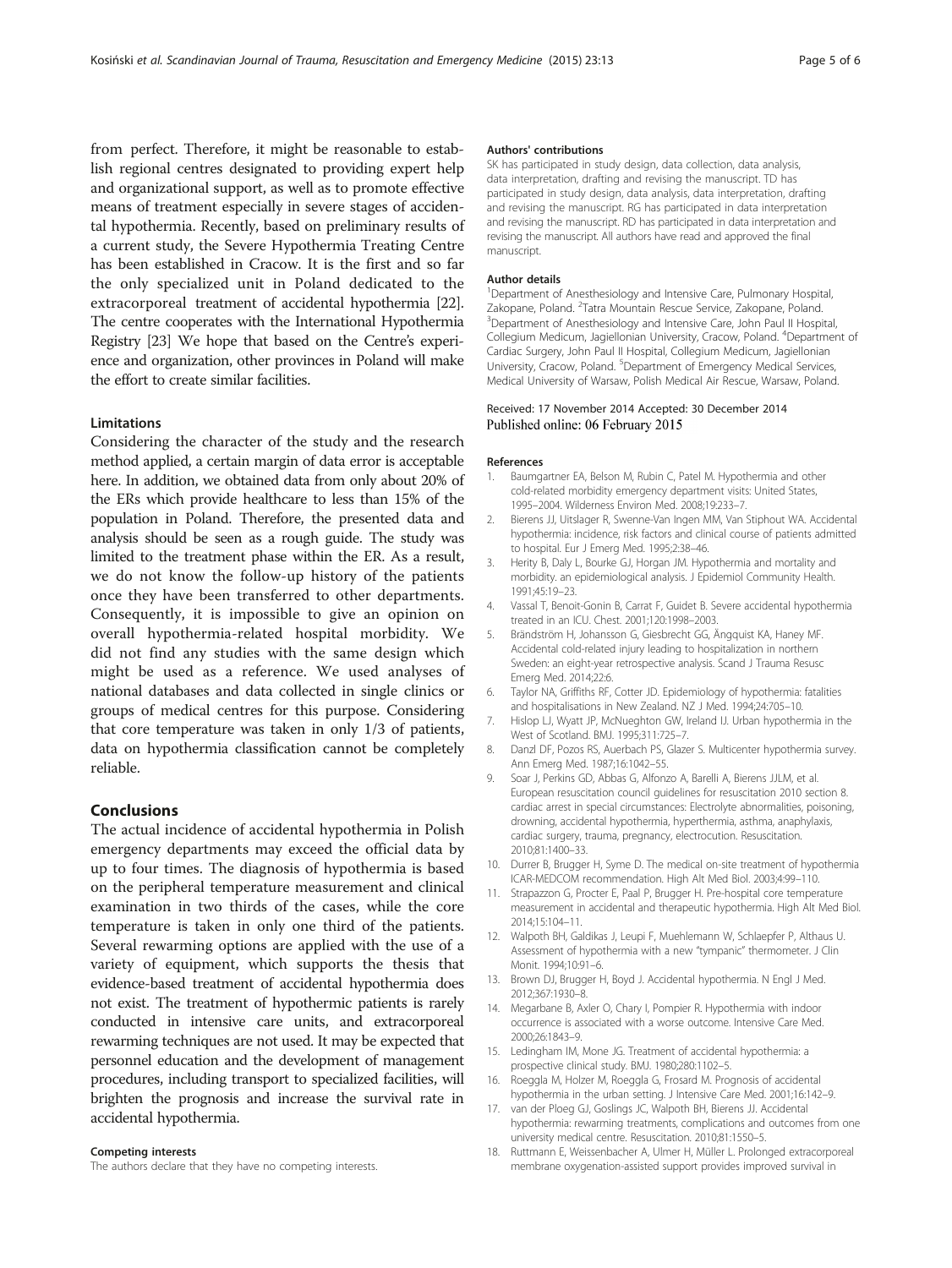from perfect. Therefore, it might be reasonable to establish regional centres designated to providing expert help and organizational support, as well as to promote effective means of treatment especially in severe stages of accidental hypothermia. Recently, based on preliminary results of a current study, the Severe Hypothermia Treating Centre has been established in Cracow. It is the first and so far the only specialized unit in Poland dedicated to the extracorporeal treatment of accidental hypothermia [22]. The centre cooperates with the International Hypothermia Registry [23] We hope that based on the Centre's experience and organization, other provinces in Poland will make the effort to create similar facilities.

### Limitations

Considering the character of the study and the research method applied, a certain margin of data error is acceptable here. In addition, we obtained data from only about 20% of the ERs which provide healthcare to less than 15% of the population in Poland. Therefore, the presented data and analysis should be seen as a rough guide. The study was limited to the treatment phase within the ER. As a result, we do not know the follow-up history of the patients once they have been transferred to other departments. Consequently, it is impossible to give an opinion on overall hypothermia-related hospital morbidity. We did not find any studies with the same design which might be used as a reference. We used analyses of national databases and data collected in single clinics or groups of medical centres for this purpose. Considering that core temperature was taken in only 1/3 of patients, data on hypothermia classification cannot be completely reliable.

## Conclusions

The actual incidence of accidental hypothermia in Polish emergency departments may exceed the official data by up to four times. The diagnosis of hypothermia is based on the peripheral temperature measurement and clinical examination in two thirds of the cases, while the core temperature is taken in only one third of the patients. Several rewarming options are applied with the use of a variety of equipment, which supports the thesis that evidence-based treatment of accidental hypothermia does not exist. The treatment of hypothermic patients is rarely conducted in intensive care units, and extracorporeal rewarming techniques are not used. It may be expected that personnel education and the development of management procedures, including transport to specialized facilities, will brighten the prognosis and increase the survival rate in accidental hypothermia.

#### Competing interests

The authors declare that they have no competing interests.

#### Authors' contributions

SK has participated in study design, data collection, data analysis, data interpretation, drafting and revising the manuscript. TD has participated in study design, data analysis, data interpretation, drafting and revising the manuscript. RG has participated in data interpretation and revising the manuscript. RD has participated in data interpretation and revising the manuscript. All authors have read and approved the final manuscript.

#### Author details

[1]Department of Anesthesiology and Intensive Care, Pulmonary Hospital, Zakopane, Poland. [2]Tatra Mountain Rescue Service, Zakopane, Poland. [3]Department of Anesthesiology and Intensive Care, John Paul II Hospital, Collegium Medicum, Jagiellonian University, Cracow, Poland. [4]Department of Cardiac Surgery, John Paul II Hospital, Collegium Medicum, Jagiellonian University, Cracow, Poland. [5]Department of Emergency Medical Services, Medical University of Warsaw, Polish Medical Air Rescue, Warsaw, Poland.

Received: 17 November 2014 Accepted: 30 December 2014
Published online: 06 February 2015

#### References

1. Baumgartner EA, Belson M, Rubin C, Patel M. Hypothermia and other cold-related morbidity emergency department visits: United States, 1995–2004. Wilderness Environ Med. 2008;19:233–7.
2. Bierens JJ, Uitslager R, Swenne-Van Ingen MM, Van Stiphout WA. Accidental hypothermia: incidence, risk factors and clinical course of patients admitted to hospital. Eur J Emerg Med. 1995;2:38–46.
3. Herity B, Daly L, Bourke GJ, Horgan JM. Hypothermia and mortality and morbidity. an epidemiological analysis. J Epidemiol Community Health. 1991;45:19–23.
4. Vassal T, Benoit-Gonin B, Carrat F, Guidet B. Severe accidental hypothermia treated in an ICU. Chest. 2001;120:1998–2003.
5. Brändström H, Johansson G, Giesbrecht GG, Ängquist KA, Haney MF. Accidental cold-related injury leading to hospitalization in northern Sweden: an eight-year retrospective analysis. Scand J Trauma Resusc Emerg Med. 2014;22:6.
6. Taylor NA, Griffiths RF, Cotter JD. Epidemiology of hypothermia: fatalities and hospitalisations in New Zealand. NZ J Med. 1994;24:705–10.
7. Hislop LJ, Wyatt JP, McNueghton GW, Ireland IJ. Urban hypothermia in the West of Scotland. BMJ. 1995;311:725–7.
8. Danzl DF, Pozos RS, Auerbach PS, Glazer S. Multicenter hypothermia survey. Ann Emerg Med. 1987;16:1042–55.
9. Soar J, Perkins GD, Abbas G, Alfonzo A, Barelli A, Bierens JJLM, et al. European resuscitation council guidelines for resuscitation 2010 section 8. cardiac arrest in special circumstances: Electrolyte abnormalities, poisoning, drowning, accidental hypothermia, hyperthermia, asthma, anaphylaxis, cardiac surgery, trauma, pregnancy, electrocution. Resuscitation. 2010;81:1400–33.
10. Durrer B, Brugger H, Syme D. The medical on-site treatment of hypothermia ICAR-MEDCOM recommendation. High Alt Med Biol. 2003;4:99–110.
11. Strapazzon G, Procter E, Paal P, Brugger H. Pre-hospital core temperature measurement in accidental and therapeutic hypothermia. High Alt Med Biol. 2014;15:104–11.
12. Walpoth BH, Galdikas J, Leupi F, Muehlemann W, Schlaepfer P, Althaus U. Assessment of hypothermia with a new "tympanic" thermometer. J Clin Monit. 1994;10:91–6.
13. Brown DJ, Brugger H, Boyd J. Accidental hypothermia. N Engl J Med. 2012;367:1930–8.
14. Megarbane B, Axler O, Chary I, Pompier R. Hypothermia with indoor occurrence is associated with a worse outcome. Intensive Care Med. 2000;26:1843–9.
15. Ledingham IM, Mone JG. Treatment of accidental hypothermia: a prospective clinical study. BMJ. 1980;280:1102–5.
16. Roeggla M, Holzer M, Roeggla G, Frosard M. Prognosis of accidental hypothermia in the urban setting. J Intensive Care Med. 2001;16:142–9.
17. van der Ploeg GJ, Goslings JC, Walpoth BH, Bierens JJ. Accidental hypothermia: rewarming treatments, complications and outcomes from one university medical centre. Resuscitation. 2010;81:1550–5.
18. Ruttmann E, Weissenbacher A, Ulmer H, Müller L. Prolonged extracorporeal membrane oxygenation-assisted support provides improved survival in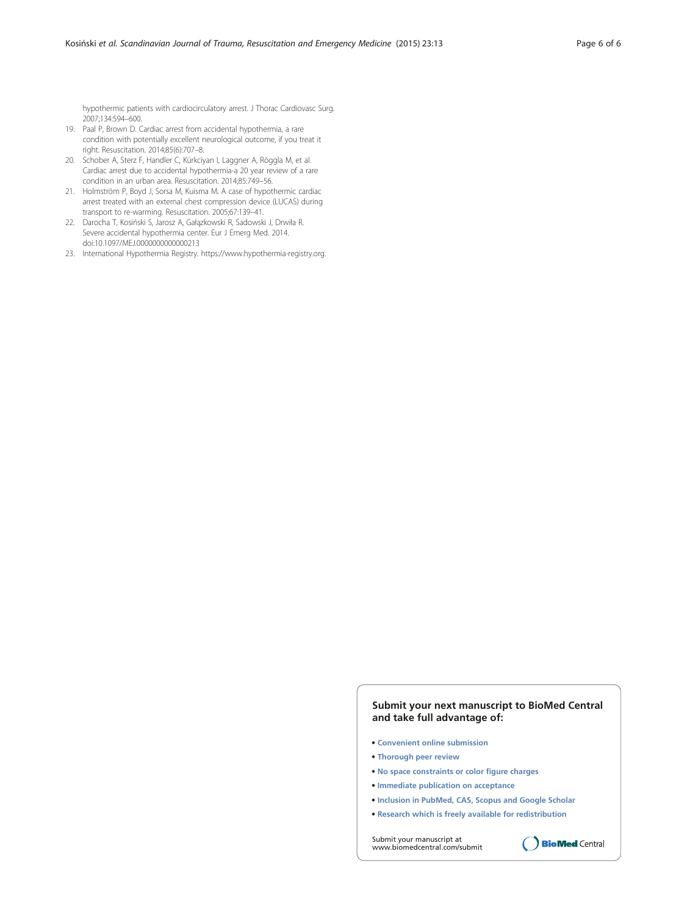hypothermic patients with cardiocirculatory arrest. J Thorac Cardiovasc Surg. 2007;134:594–600.

19. Paal P, Brown D. Cardiac arrest from accidental hypothermia, a rare condition with potentially excellent neurological outcome, if you treat it right. Resuscitation. 2014;85(6):707–8.
20. Schober A, Sterz F, Handler C, Kürkciyan I, Laggner A, Röggla M, et al. Cardiac arrest due to accidental hypothermia-a 20 year review of a rare condition in an urban area. Resuscitation. 2014;85:749–56.
21. Holmström P, Boyd J, Sorsa M, Kuisma M. A case of hypothermic cardiac arrest treated with an external chest compression device (LUCAS) during transport to re-warming. Resuscitation. 2005;67:139–41.
22. Darocha T, Kosiński S, Jarosz A, Gałązkowski R, Sadowski J, Drwiła R. Severe accidental hypothermia center. Eur J Emerg Med. 2014. doi:10.1097/MEJ.0000000000000213
23. International Hypothermia Registry. https://www.hypothermia-registry.org.

**Submit your next manuscript to BioMed Central and take full advantage of:**

- **Convenient online submission**
- **Thorough peer review**
- **No space constraints or color figure charges**
- **Immediate publication on acceptance**
- **Inclusion in PubMed, CAS, Scopus and Google Scholar**
- **Research which is freely available for redistribution**

Submit your manuscript at
www.biomedcentral.com/submit

BioMed Central